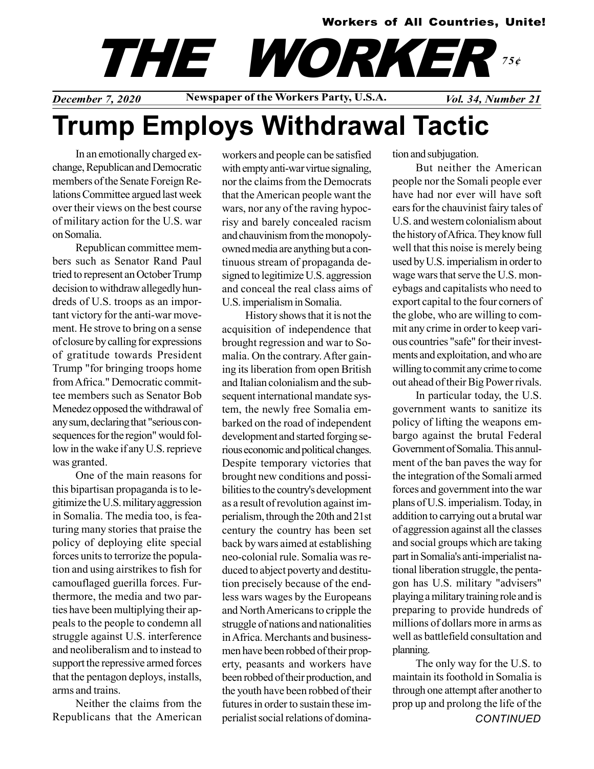Workers of All Countries, Unite!

# THE WORKER

75¢

*December 7, 2020* **Newspaper of the Workers Party, U.S.A.** *Vol. 34, Number 21*

# Trump Employs Withdrawal Tactic

In an emotionally charged exchange, Republican and Democratic members of the Senate Foreign Relations Committee argued last week over their views on the best course of military action for the U.S. war on Somalia.

Republican committee members such as Senator Rand Paul tried to represent an October Trump decision to withdraw allegedly hundreds of U.S. troops as an important victory for the anti-war movement. He strove to bring on a sense of closure by calling for expressions of gratitude towards President Trump "for bringing troops home from Africa." Democratic committee members such as Senator Bob Menedez opposed the withdrawal of any sum, declaring that "serious consequences for the region" would follow in the wake if any U.S. reprieve was granted.

One of the main reasons for this bipartisan propaganda is to legitimize the U.S. military aggression in Somalia. The media too, is featuring many stories that praise the policy of deploying elite special forces units to terrorize the population and using airstrikes to fish for camouflaged guerilla forces. Furthermore, the media and two parties have been multiplying their appeals to the people to condemn all struggle against U.S. interference and neoliberalism and to instead to support the repressive armed forces that the pentagon deploys, installs, arms and trains.

Neither the claims from the Republicans that the American workers and people can be satisfied with empty anti-war virtue signaling, nor the claims from the Democrats that the American people want the wars, nor any of the raving hypocrisy and barely concealed racism and chauvinism from the monopoly-owned media are anything but a continuous stream of propaganda designed to legitimize U.S. aggression and conceal the real class aims of U.S. imperialism in Somalia.

History shows that it is not the acquisition of independence that brought regression and war to Somalia. On the contrary. After gaining its liberation from open British and Italian colonialism and the subsequent international mandate system, the newly free Somalia embarked on the road of independent development and started forging serious economic and political changes. Despite temporary victories that brought new conditions and possibilities to the country's development as a result of revolution against imperialism, through the 20th and 21st century the country has been set back by wars aimed at establishing neo-colonial rule. Somalia was reduced to abject poverty and destitution precisely because of the endless wars wages by the Europeans and North Americans to cripple the struggle of nations and nationalities in Africa. Merchants and businessmen have been robbed of their property, peasants and workers have been robbed of their production, and the youth have been robbed of their futures in order to sustain these imperialist social relations of domination and subjugation.

But neither the American people nor the Somali people ever have had nor ever will have soft ears for the chauvinist fairy tales of U.S. and western colonialism about the history of Africa. They know full well that this noise is merely being used by U.S. imperialism in order to wage wars that serve the U.S. moneybags and capitalists who need to export capital to the four corners of the globe, who are willing to commit any crime in order to keep various countries "safe" for their investments and exploitation, and who are willing to commit any crime to come out ahead of their Big Power rivals.

In particular today, the U.S. government wants to sanitize its policy of lifting the weapons embargo against the brutal Federal Government of Somalia. This annulment of the ban paves the way for the integration of the Somali armed forces and government into the war plans of U.S. imperialism. Today, in addition to carrying out a brutal war of aggression against all the classes and social groups which are taking part in Somalia's anti-imperialist national liberation struggle, the pentagon has U.S. military "advisers" playing a military training role and is preparing to provide hundreds of millions of dollars more in arms as well as battlefield consultation and planning.

The only way for the U.S. to maintain its foothold in Somalia is through one attempt after another to prop up and prolong the life of the

*CONTINUED*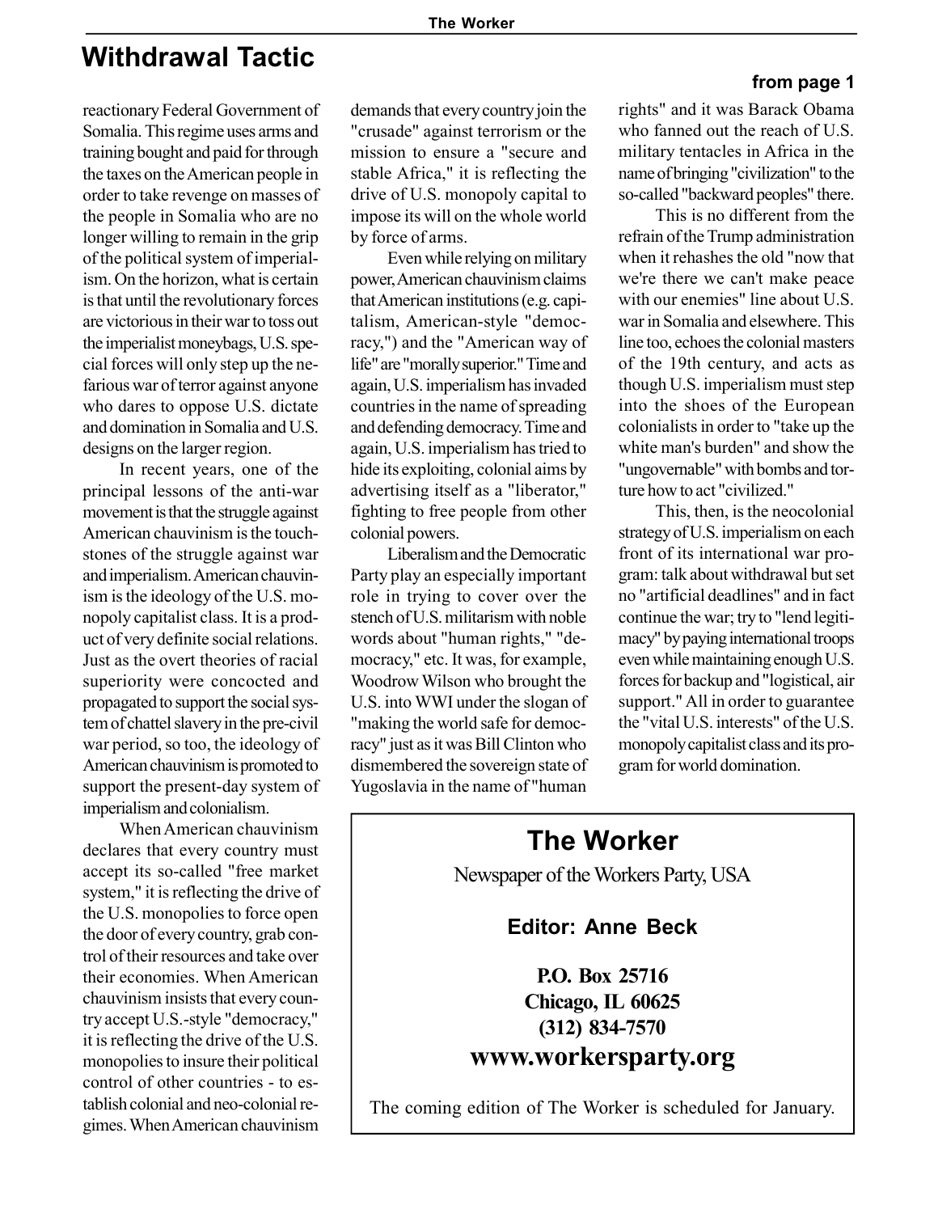# Withdrawal Tactic

**from page 1**

reactionary Federal Government of Somalia. This regime uses arms and training bought and paid for through the taxes on the American people in order to take revenge on masses of the people in Somalia who are no longer willing to remain in the grip of the political system of imperialism. On the horizon, what is certain is that until the revolutionary forces are victorious in their war to toss out the imperialist moneybags, U.S. special forces will only step up the nefarious war of terror against anyone who dares to oppose U.S. dictate and domination in Somalia and U.S. designs on the larger region.

In recent years, one of the principal lessons of the anti-war movement is that the struggle against American chauvinism is the touchstones of the struggle against war and imperialism. American chauvinism is the ideology of the U.S. monopoly capitalist class. It is a product of very definite social relations. Just as the overt theories of racial superiority were concocted and propagated to support the social system of chattel slavery in the pre-civil war period, so too, the ideology of American chauvinism is promoted to support the present-day system of imperialism and colonialism.

When American chauvinism declares that every country must accept its so-called "free market system," it is reflecting the drive of the U.S. monopolies to force open the door of every country, grab control of their resources and take over their economies. When American chauvinism insists that every country accept U.S.-style "democracy," it is reflecting the drive of the U.S. monopolies to insure their political control of other countries - to establish colonial and neo-colonial regimes. When American chauvinism demands that every country join the "crusade" against terrorism or the mission to ensure a "secure and stable Africa," it is reflecting the drive of U.S. monopoly capital to impose its will on the whole world by force of arms.

Even while relying on military power, American chauvinism claims that American institutions (e.g. capitalism, American-style "democracy,") and the "American way of life" are "morally superior." Time and again, U.S. imperialism has invaded countries in the name of spreading and defending democracy. Time and again, U.S. imperialism has tried to hide its exploiting, colonial aims by advertising itself as a "liberator," fighting to free people from other colonial powers.

Liberalism and the Democratic Party play an especially important role in trying to cover over the stench of U.S. militarism with noble words about "human rights," "democracy," etc. It was, for example, Woodrow Wilson who brought the U.S. into WWI under the slogan of "making the world safe for democracy" just as it was Bill Clinton who dismembered the sovereign state of Yugoslavia in the name of "human rights" and it was Barack Obama who fanned out the reach of U.S. military tentacles in Africa in the name of bringing "civilization" to the so-called "backward peoples" there.

This is no different from the refrain of the Trump administration when it rehashes the old "now that we're there we can't make peace with our enemies" line about U.S. war in Somalia and elsewhere. This line too, echoes the colonial masters of the 19th century, and acts as though U.S. imperialism must step into the shoes of the European colonialists in order to "take up the white man's burden" and show the "ungovernable" with bombs and torture how to act "civilized."

This, then, is the neocolonial strategy of U.S. imperialism on each front of its international war program: talk about withdrawal but set no "artificial deadlines" and in fact continue the war; try to "lend legitimacy" by paying international troops even while maintaining enough U.S. forces for backup and "logistical, air support." All in order to guarantee the "vital U.S. interests" of the U.S. monopoly capitalist class and its program for world domination.

---

## The Worker

Newspaper of the Workers Party, USA

**Editor: Anne Beck**

**P.O. Box 25716**
**Chicago, IL 60625**
**(312) 834-7570**
**www.workersparty.org**

The coming edition of The Worker is scheduled for January.